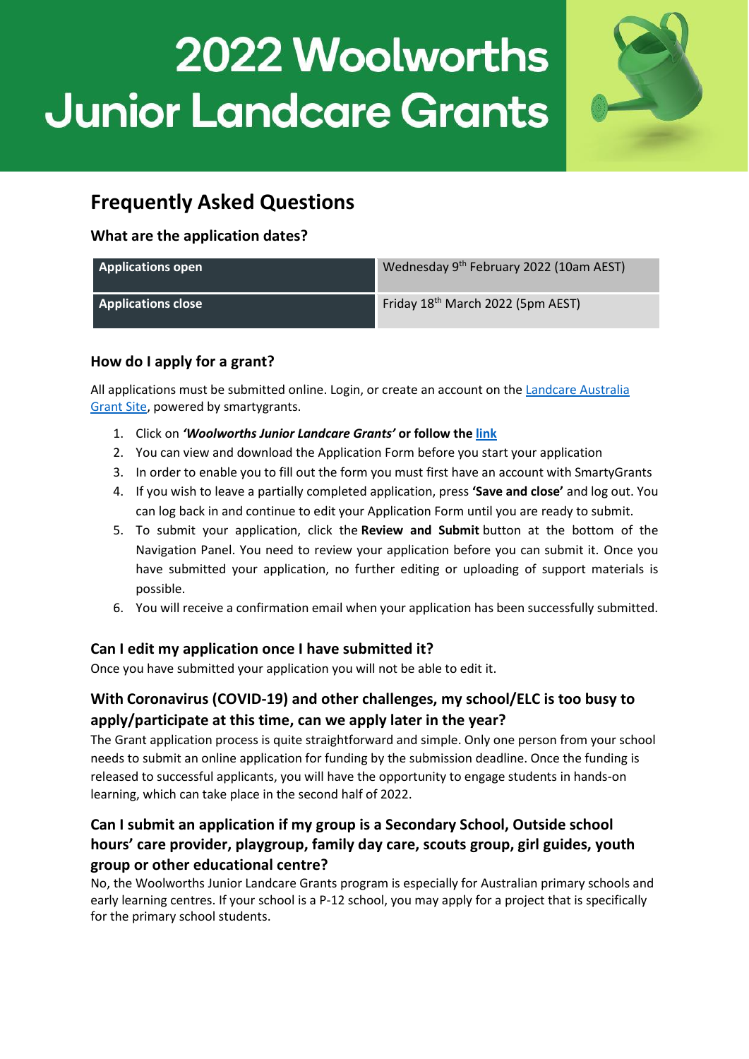# 2022 Woolworths Junior Landcare Grants

## Frequently Asked Questions

### What are the application dates?

| Applications open | Wednesday 9th February 2022 (10am AEST) |
|---|---|
| Applications close | Friday 18th March 2022 (5pm AEST) |

### How do I apply for a grant?

All applications must be submitted online. Login, or create an account on the Landcare Australia Grant Site, powered by smartygrants.

1. Click on ***'Woolworths Junior Landcare Grants'*** **or follow the link**
2. You can view and download the Application Form before you start your application
3. In order to enable you to fill out the form you must first have an account with SmartyGrants
4. If you wish to leave a partially completed application, press **'Save and close'** and log out. You can log back in and continue to edit your Application Form until you are ready to submit.
5. To submit your application, click the **Review and Submit** button at the bottom of the Navigation Panel. You need to review your application before you can submit it. Once you have submitted your application, no further editing or uploading of support materials is possible.
6. You will receive a confirmation email when your application has been successfully submitted.

### Can I edit my application once I have submitted it?

Once you have submitted your application you will not be able to edit it.

### With Coronavirus (COVID-19) and other challenges, my school/ELC is too busy to apply/participate at this time, can we apply later in the year?

The Grant application process is quite straightforward and simple. Only one person from your school needs to submit an online application for funding by the submission deadline. Once the funding is released to successful applicants, you will have the opportunity to engage students in hands-on learning, which can take place in the second half of 2022.

### Can I submit an application if my group is a Secondary School, Outside school hours' care provider, playgroup, family day care, scouts group, girl guides, youth group or other educational centre?

No, the Woolworths Junior Landcare Grants program is especially for Australian primary schools and early learning centres. If your school is a P-12 school, you may apply for a project that is specifically for the primary school students.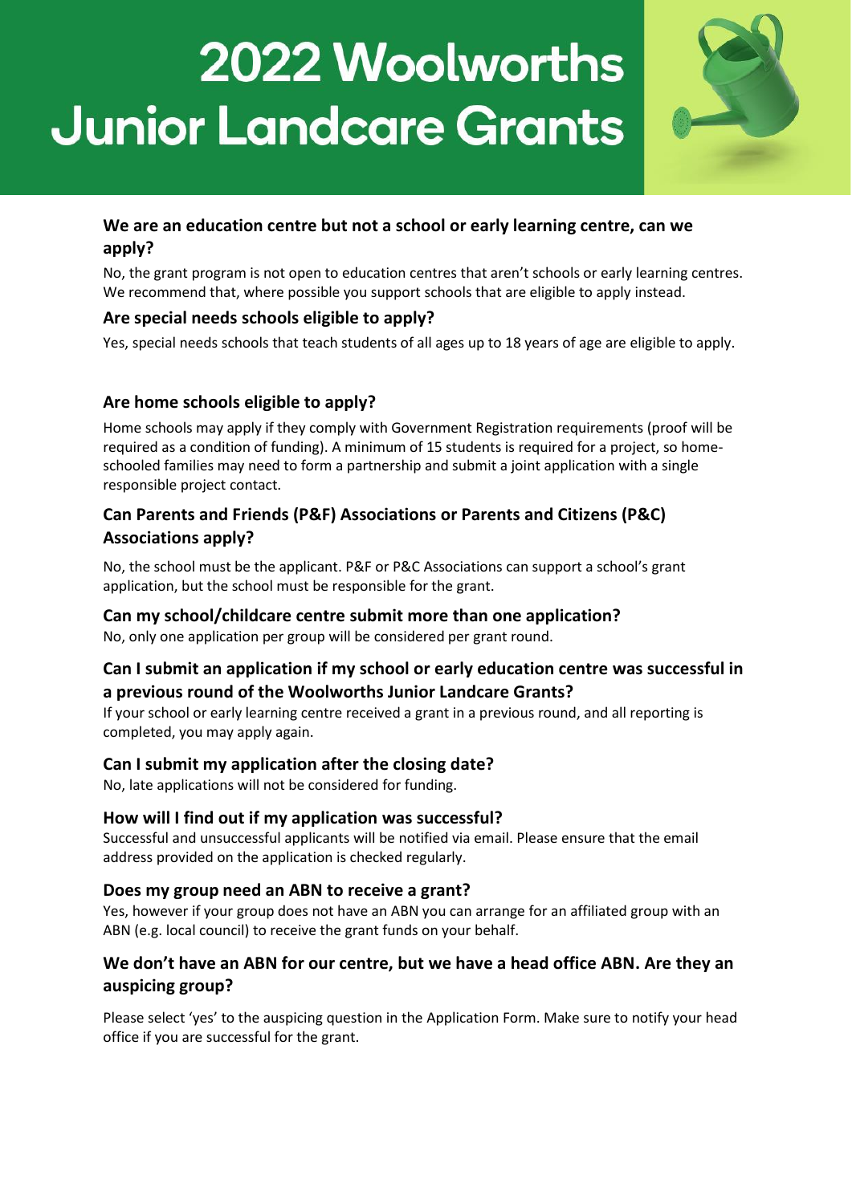# 2022 Woolworths Junior Landcare Grants

### We are an education centre but not a school or early learning centre, can we apply?

No, the grant program is not open to education centres that aren't schools or early learning centres. We recommend that, where possible you support schools that are eligible to apply instead.

### Are special needs schools eligible to apply?

Yes, special needs schools that teach students of all ages up to 18 years of age are eligible to apply.

### Are home schools eligible to apply?

Home schools may apply if they comply with Government Registration requirements (proof will be required as a condition of funding). A minimum of 15 students is required for a project, so home-schooled families may need to form a partnership and submit a joint application with a single responsible project contact.

### Can Parents and Friends (P&F) Associations or Parents and Citizens (P&C) Associations apply?

No, the school must be the applicant. P&F or P&C Associations can support a school's grant application, but the school must be responsible for the grant.

### Can my school/childcare centre submit more than one application?

No, only one application per group will be considered per grant round.

### Can I submit an application if my school or early education centre was successful in a previous round of the Woolworths Junior Landcare Grants?

If your school or early learning centre received a grant in a previous round, and all reporting is completed, you may apply again.

### Can I submit my application after the closing date?

No, late applications will not be considered for funding.

### How will I find out if my application was successful?

Successful and unsuccessful applicants will be notified via email. Please ensure that the email address provided on the application is checked regularly.

### Does my group need an ABN to receive a grant?

Yes, however if your group does not have an ABN you can arrange for an affiliated group with an ABN (e.g. local council) to receive the grant funds on your behalf.

### We don't have an ABN for our centre, but we have a head office ABN. Are they an auspicing group?

Please select 'yes' to the auspicing question in the Application Form. Make sure to notify your head office if you are successful for the grant.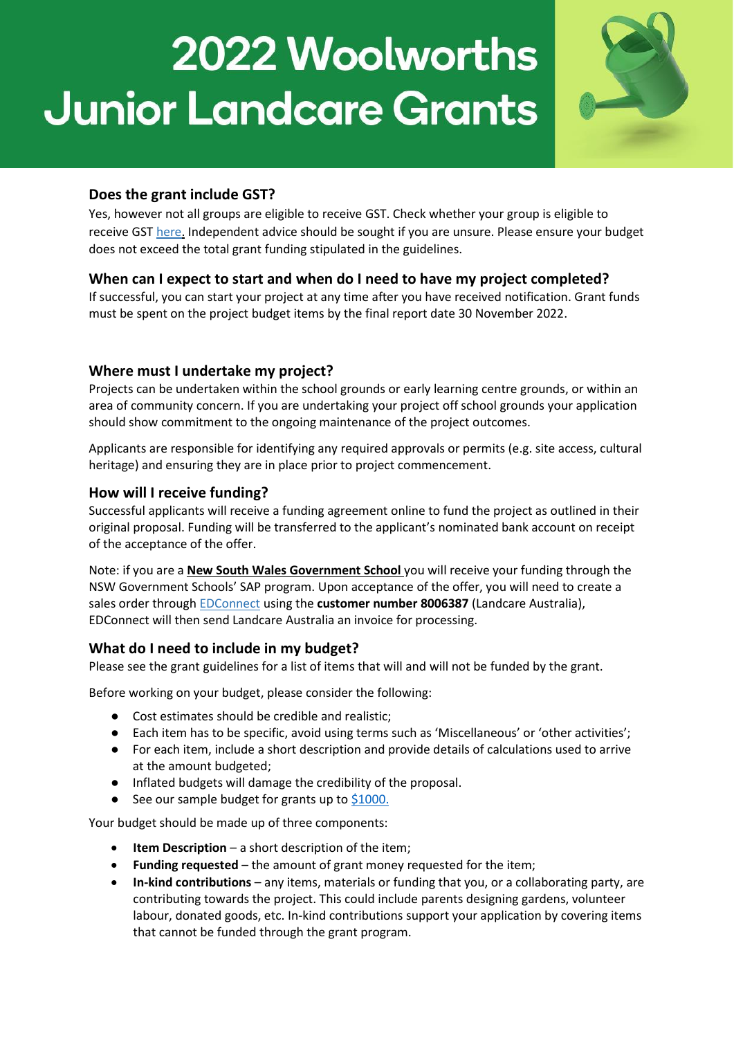# 2022 Woolworths Junior Landcare Grants

### Does the grant include GST?

Yes, however not all groups are eligible to receive GST. Check whether your group is eligible to receive GST here. Independent advice should be sought if you are unsure. Please ensure your budget does not exceed the total grant funding stipulated in the guidelines.

### When can I expect to start and when do I need to have my project completed?

If successful, you can start your project at any time after you have received notification. Grant funds must be spent on the project budget items by the final report date 30 November 2022.

### Where must I undertake my project?

Projects can be undertaken within the school grounds or early learning centre grounds, or within an area of community concern. If you are undertaking your project off school grounds your application should show commitment to the ongoing maintenance of the project outcomes.

Applicants are responsible for identifying any required approvals or permits (e.g. site access, cultural heritage) and ensuring they are in place prior to project commencement.

### How will I receive funding?

Successful applicants will receive a funding agreement online to fund the project as outlined in their original proposal. Funding will be transferred to the applicant's nominated bank account on receipt of the acceptance of the offer.

Note: if you are a **New South Wales Government School** you will receive your funding through the NSW Government Schools' SAP program. Upon acceptance of the offer, you will need to create a sales order through EDConnect using the **customer number 8006387** (Landcare Australia), EDConnect will then send Landcare Australia an invoice for processing.

### What do I need to include in my budget?

Please see the grant guidelines for a list of items that will and will not be funded by the grant.

Before working on your budget, please consider the following:

- Cost estimates should be credible and realistic;
- Each item has to be specific, avoid using terms such as 'Miscellaneous' or 'other activities';
- For each item, include a short description and provide details of calculations used to arrive at the amount budgeted;
- Inflated budgets will damage the credibility of the proposal.
- See our sample budget for grants up to $1000.

Your budget should be made up of three components:

- **Item Description** – a short description of the item;
- **Funding requested** – the amount of grant money requested for the item;
- **In-kind contributions** – any items, materials or funding that you, or a collaborating party, are contributing towards the project. This could include parents designing gardens, volunteer labour, donated goods, etc. In-kind contributions support your application by covering items that cannot be funded through the grant program.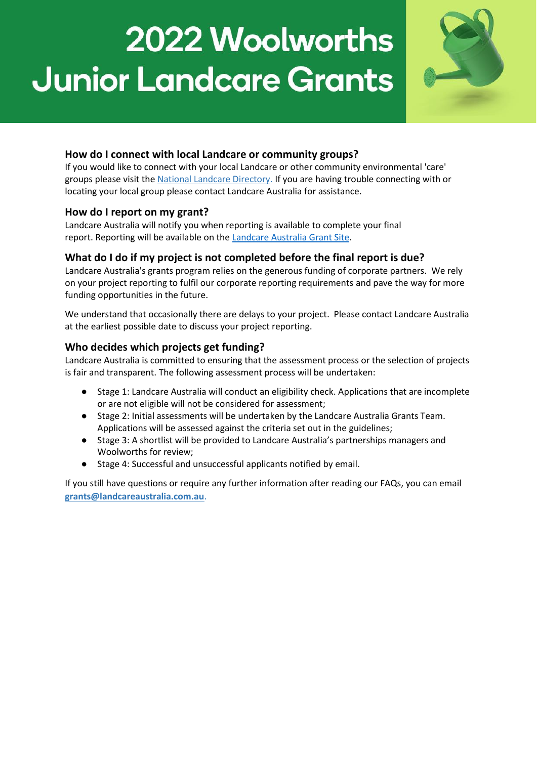# 2022 Woolworths Junior Landcare Grants

### How do I connect with local Landcare or community groups?

If you would like to connect with your local Landcare or other community environmental 'care' groups please visit the National Landcare Directory. If you are having trouble connecting with or locating your local group please contact Landcare Australia for assistance.

### How do I report on my grant?

Landcare Australia will notify you when reporting is available to complete your final report. Reporting will be available on the Landcare Australia Grant Site.

### What do I do if my project is not completed before the final report is due?

Landcare Australia's grants program relies on the generous funding of corporate partners. We rely on your project reporting to fulfil our corporate reporting requirements and pave the way for more funding opportunities in the future.

We understand that occasionally there are delays to your project. Please contact Landcare Australia at the earliest possible date to discuss your project reporting.

### Who decides which projects get funding?

Landcare Australia is committed to ensuring that the assessment process or the selection of projects is fair and transparent. The following assessment process will be undertaken:

- Stage 1: Landcare Australia will conduct an eligibility check. Applications that are incomplete or are not eligible will not be considered for assessment;
- Stage 2: Initial assessments will be undertaken by the Landcare Australia Grants Team. Applications will be assessed against the criteria set out in the guidelines;
- Stage 3: A shortlist will be provided to Landcare Australia's partnerships managers and Woolworths for review;
- Stage 4: Successful and unsuccessful applicants notified by email.

If you still have questions or require any further information after reading our FAQs, you can email **grants@landcareaustralia.com.au**.